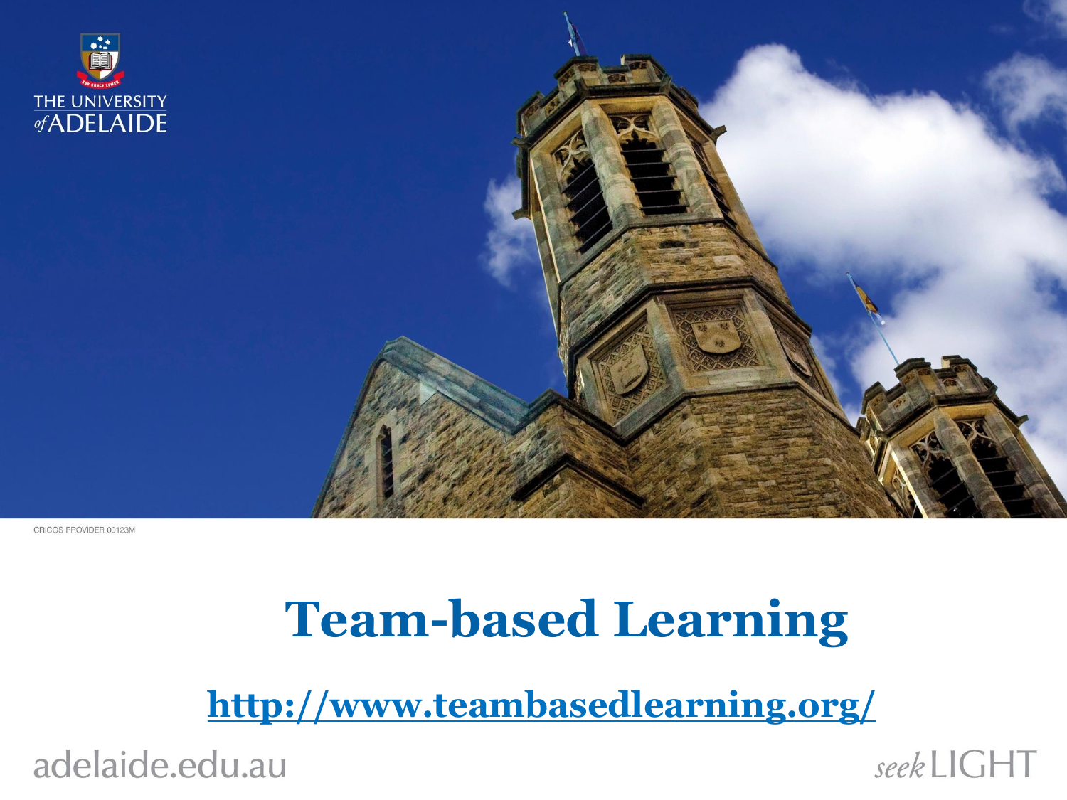# Team-based Learning

http://www.teambasedlearning.org/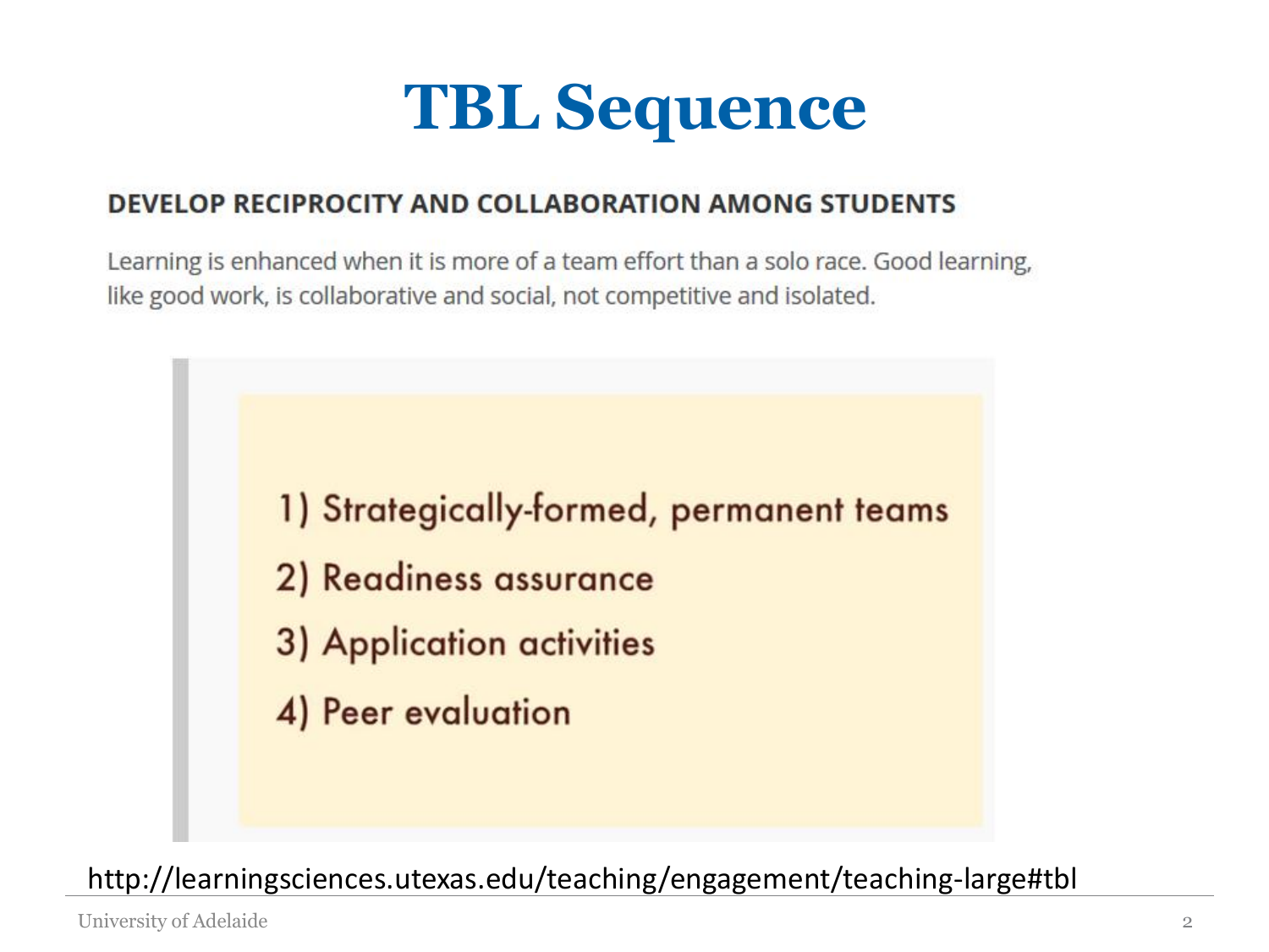# TBL Sequence

## DEVELOP RECIPROCITY AND COLLABORATION AMONG STUDENTS

Learning is enhanced when it is more of a team effort than a solo race. Good learning, like good work, is collaborative and social, not competitive and isolated.

1) Strategically-formed, permanent teams
2) Readiness assurance
3) Application activities
4) Peer evaluation

http://learningsciences.utexas.edu/teaching/engagement/teaching-large#tbl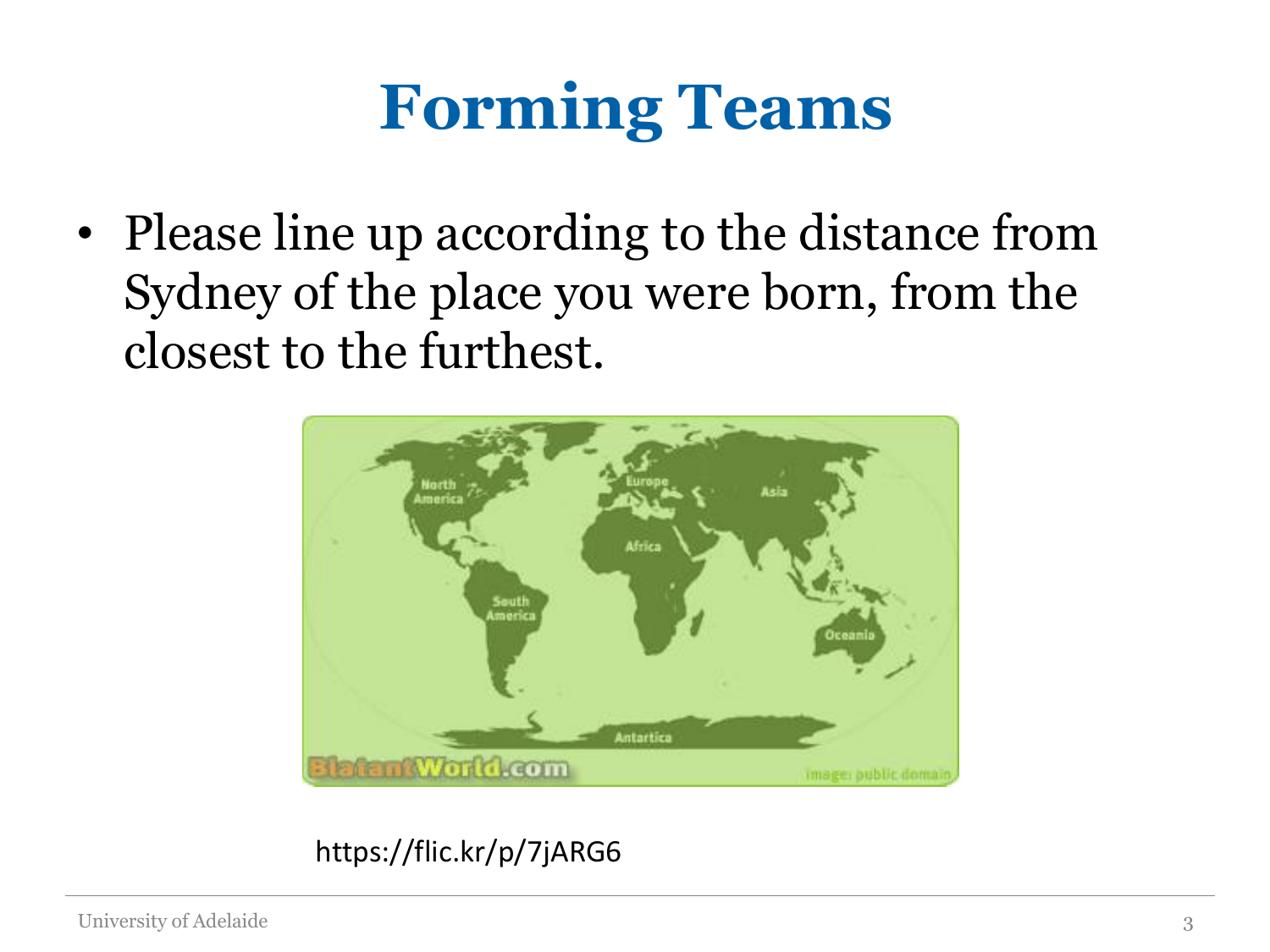# Forming Teams

- Please line up according to the distance from Sydney of the place you were born, from the closest to the furthest.

https://flic.kr/p/7jARG6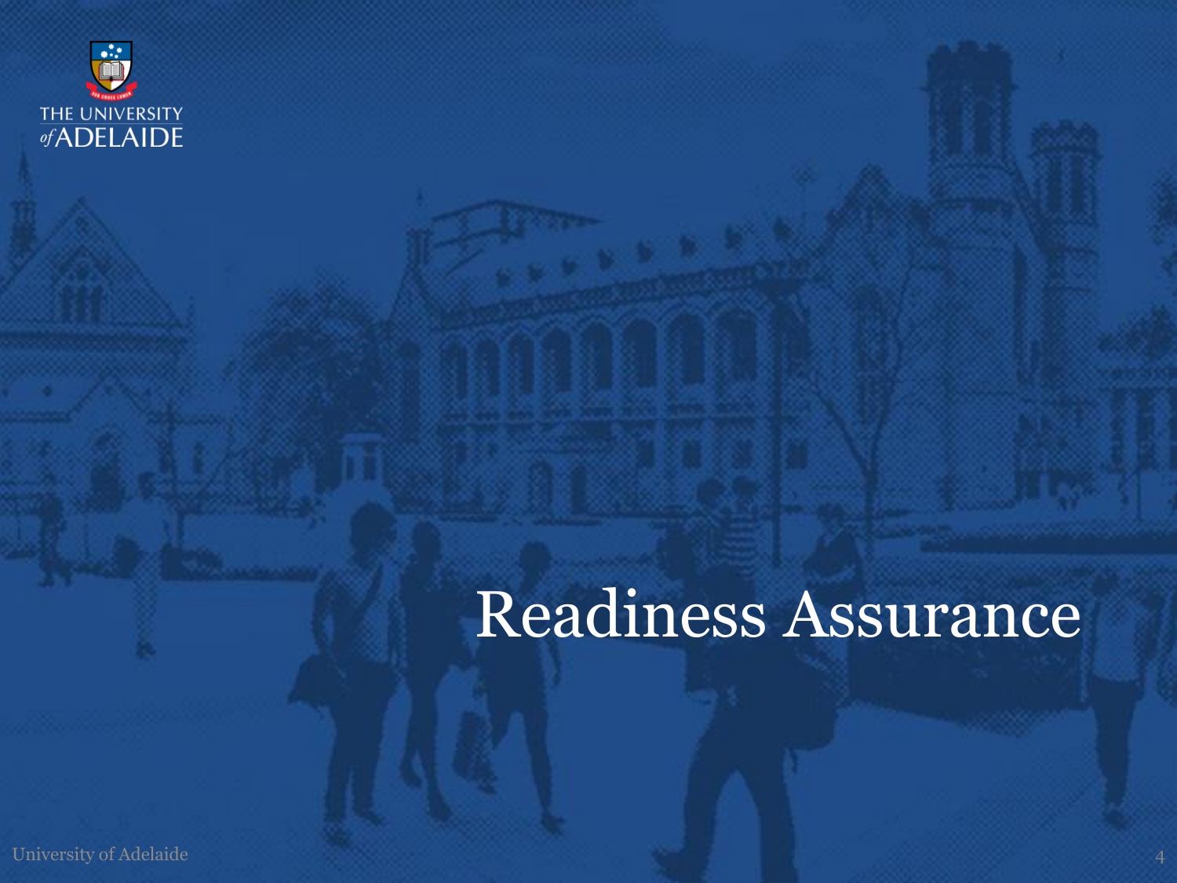# Readiness Assurance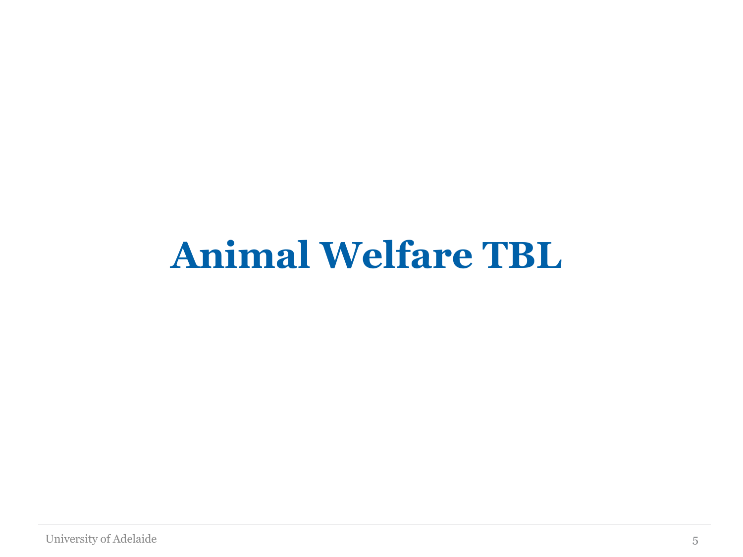# Animal Welfare TBL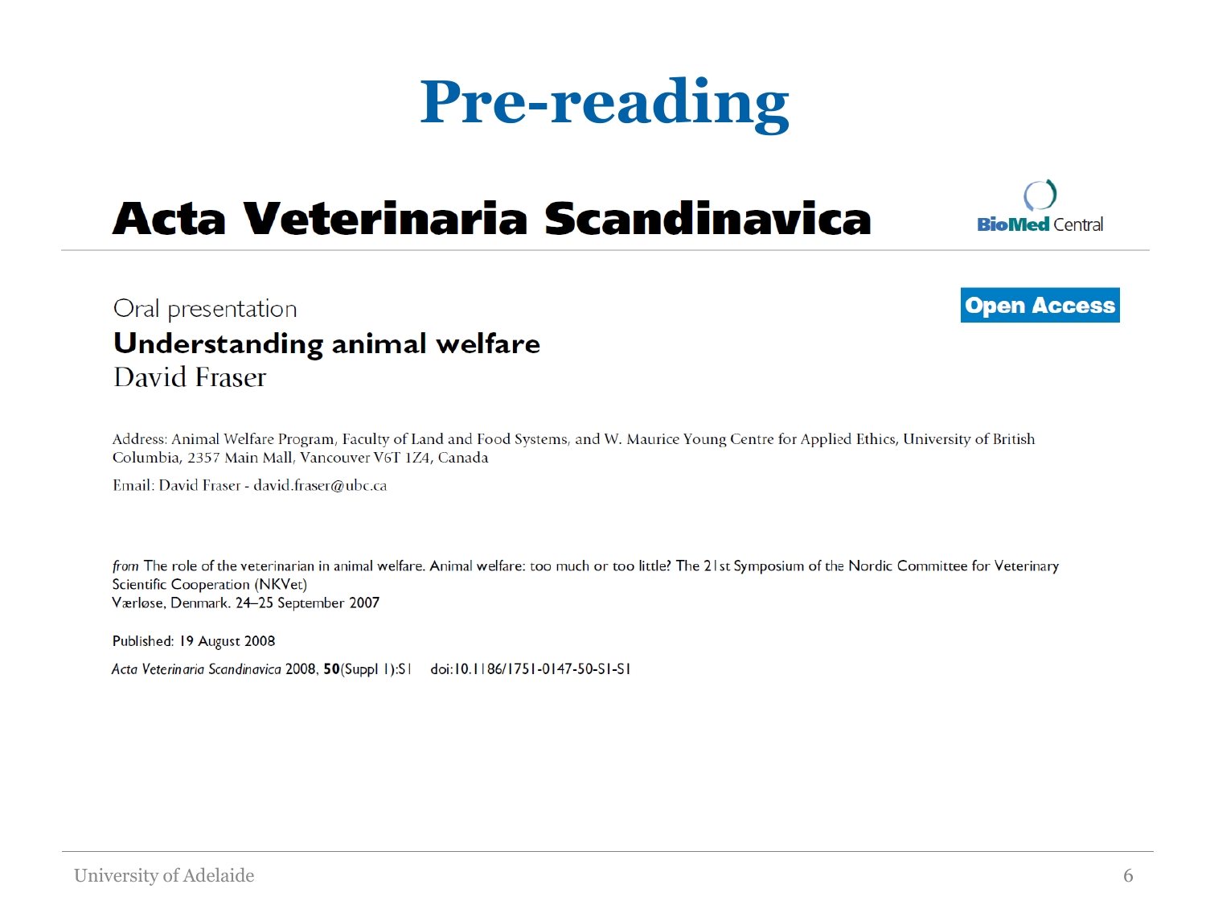# Pre-reading

## Acta Veterinaria Scandinavica

BioMed Central

Oral presentation

**Open Access**

### Understanding animal welfare

David Fraser

Address: Animal Welfare Program, Faculty of Land and Food Systems, and W. Maurice Young Centre for Applied Ethics, University of British Columbia, 2357 Main Mall, Vancouver V6T 1Z4, Canada

Email: David Fraser - david.fraser@ubc.ca

*from* The role of the veterinarian in animal welfare. Animal welfare: too much or too little? The 21st Symposium of the Nordic Committee for Veterinary Scientific Cooperation (NKVet)
Værløse, Denmark. 24–25 September 2007

Published: 19 August 2008

*Acta Veterinaria Scandinavica* 2008, **50**(Suppl 1):S1 doi:10.1186/1751-0147-50-S1-S1

University of Adelaide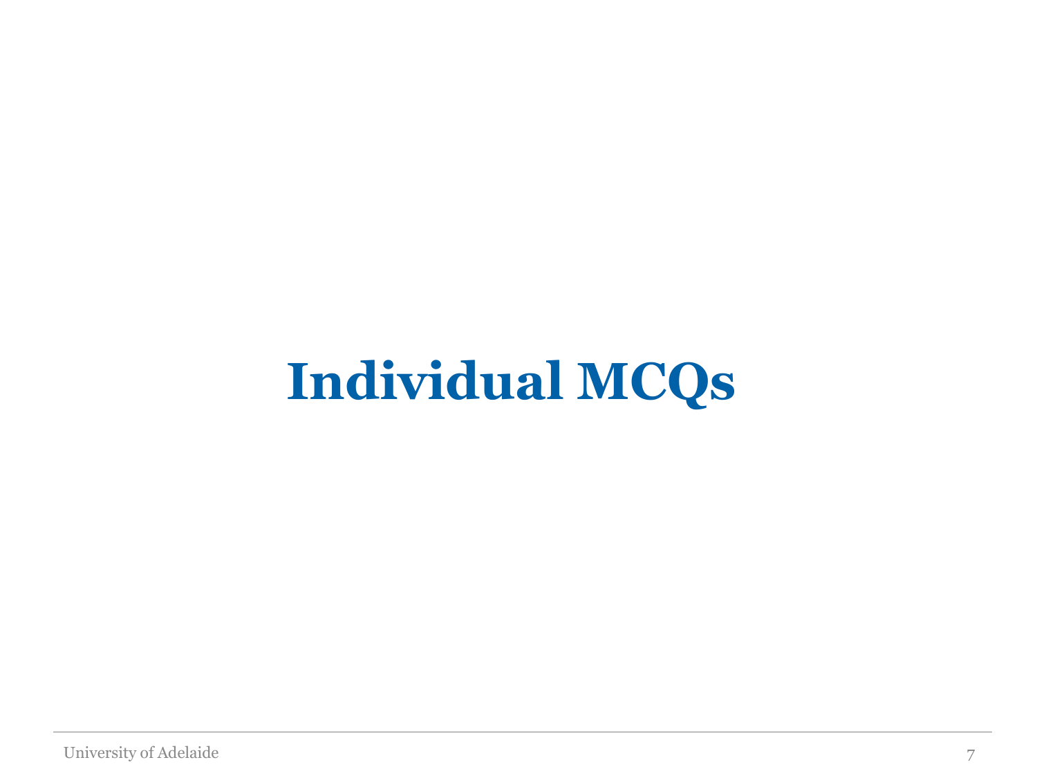# Individual MCQs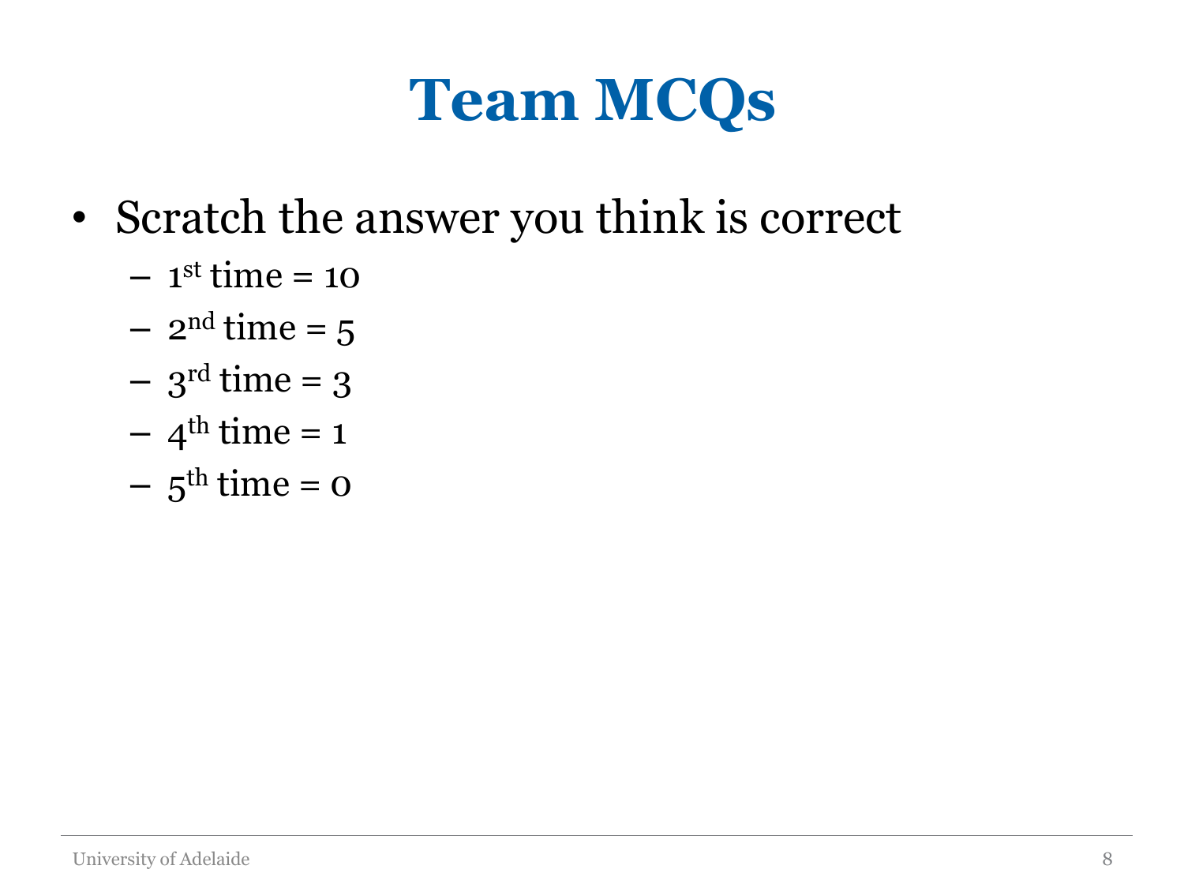# Team MCQs

- Scratch the answer you think is correct
  - $1^{st}$ time = 10
  - $2^{nd}$ time = 5
  - $3^{rd}$ time = 3
  - $4^{th}$ time = 1
  - $5^{th}$ time = 0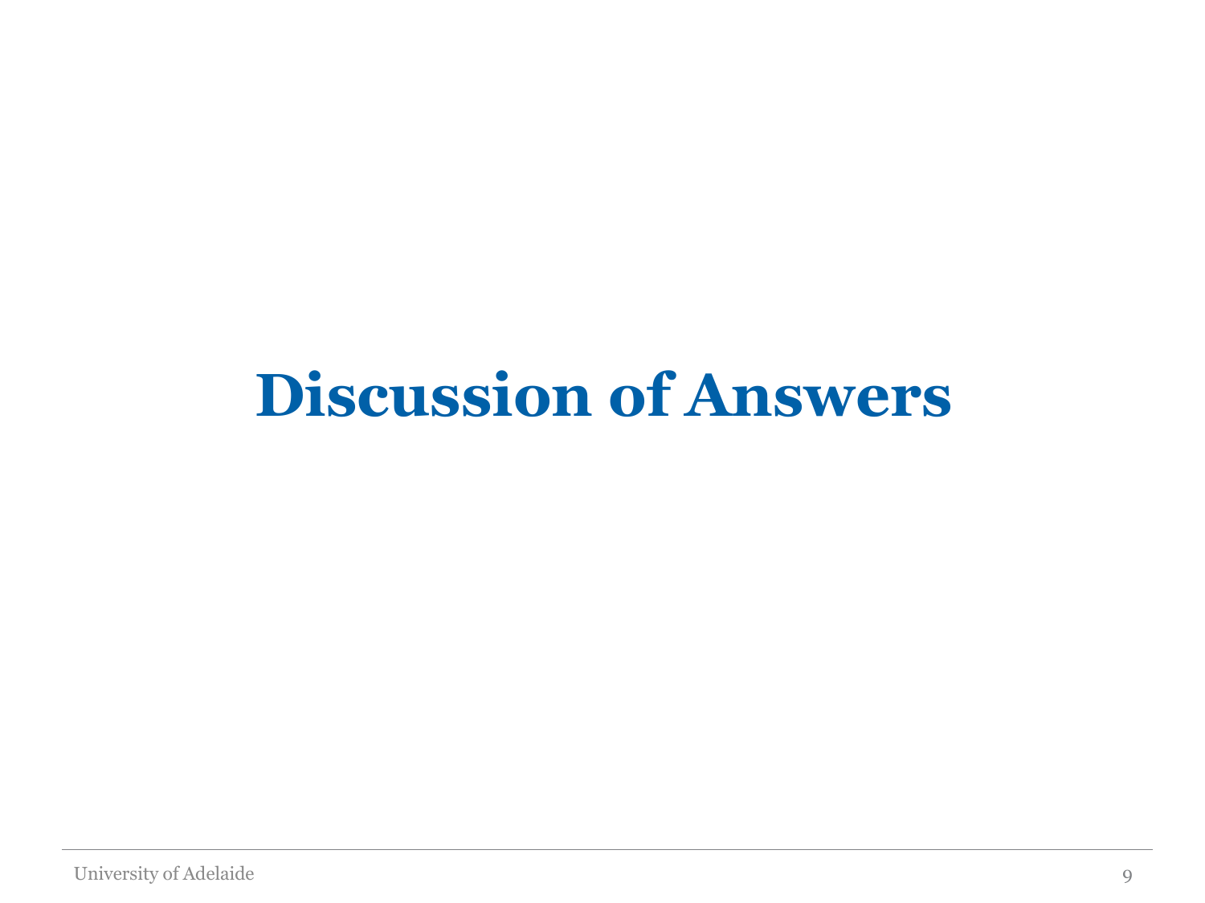# Discussion of Answers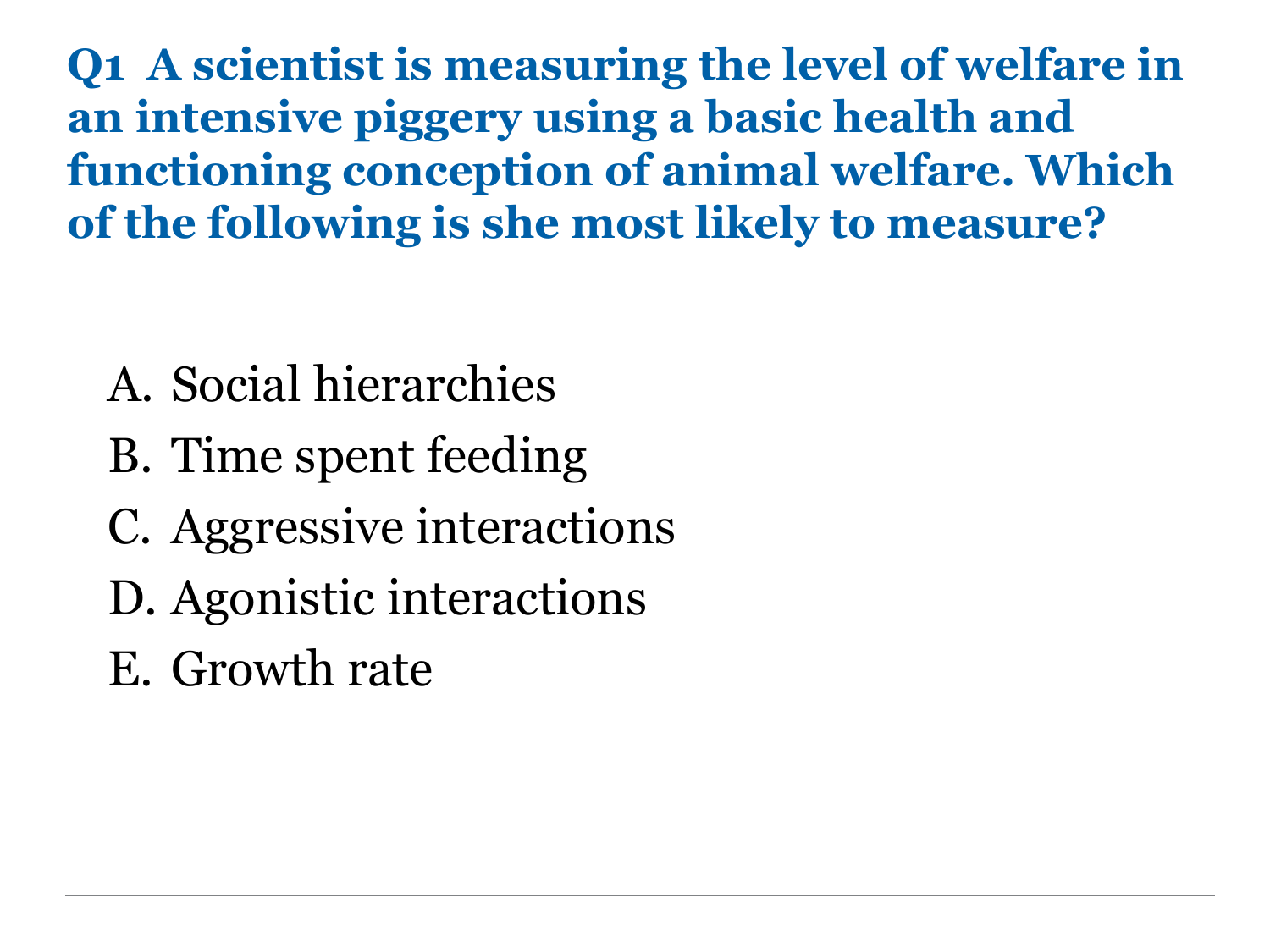**Q1 A scientist is measuring the level of welfare in an intensive piggery using a basic health and functioning conception of animal welfare. Which of the following is she most likely to measure?**

A. Social hierarchies
B. Time spent feeding
C. Aggressive interactions
D. Agonistic interactions
E. Growth rate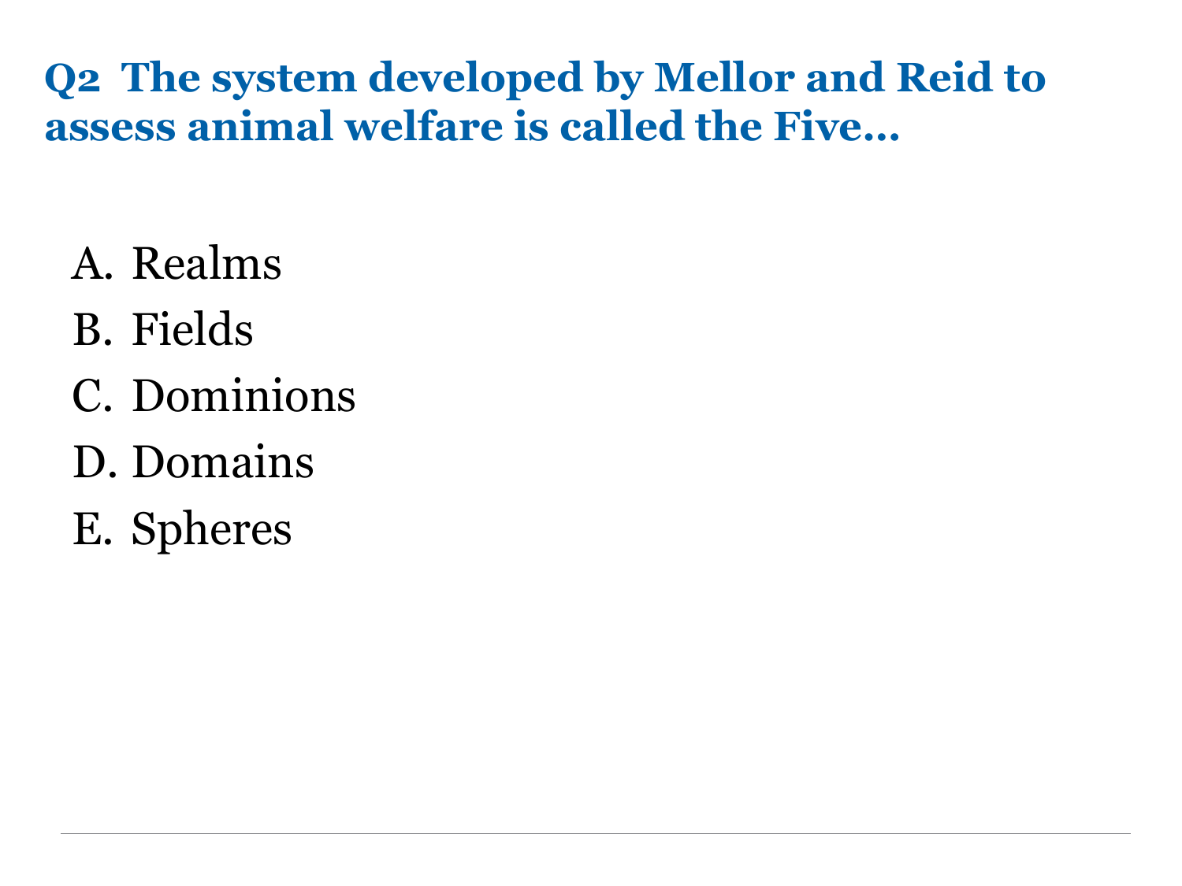## Q2 The system developed by Mellor and Reid to assess animal welfare is called the Five…

A. Realms
B. Fields
C. Dominions
D. Domains
E. Spheres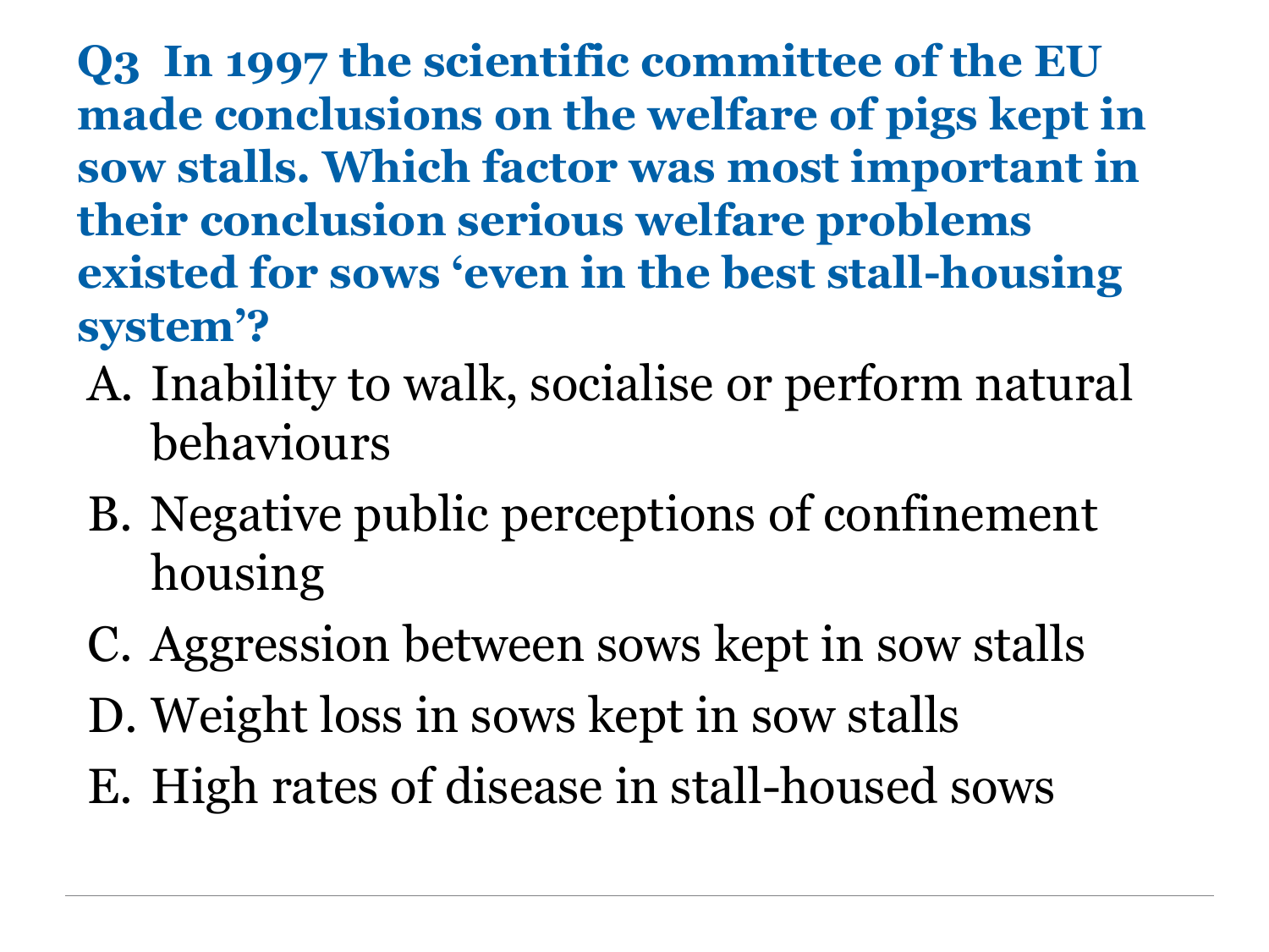**Q3 In 1997 the scientific committee of the EU made conclusions on the welfare of pigs kept in sow stalls. Which factor was most important in their conclusion serious welfare problems existed for sows 'even in the best stall-housing system'?**

A. Inability to walk, socialise or perform natural behaviours
B. Negative public perceptions of confinement housing
C. Aggression between sows kept in sow stalls
D. Weight loss in sows kept in sow stalls
E. High rates of disease in stall-housed sows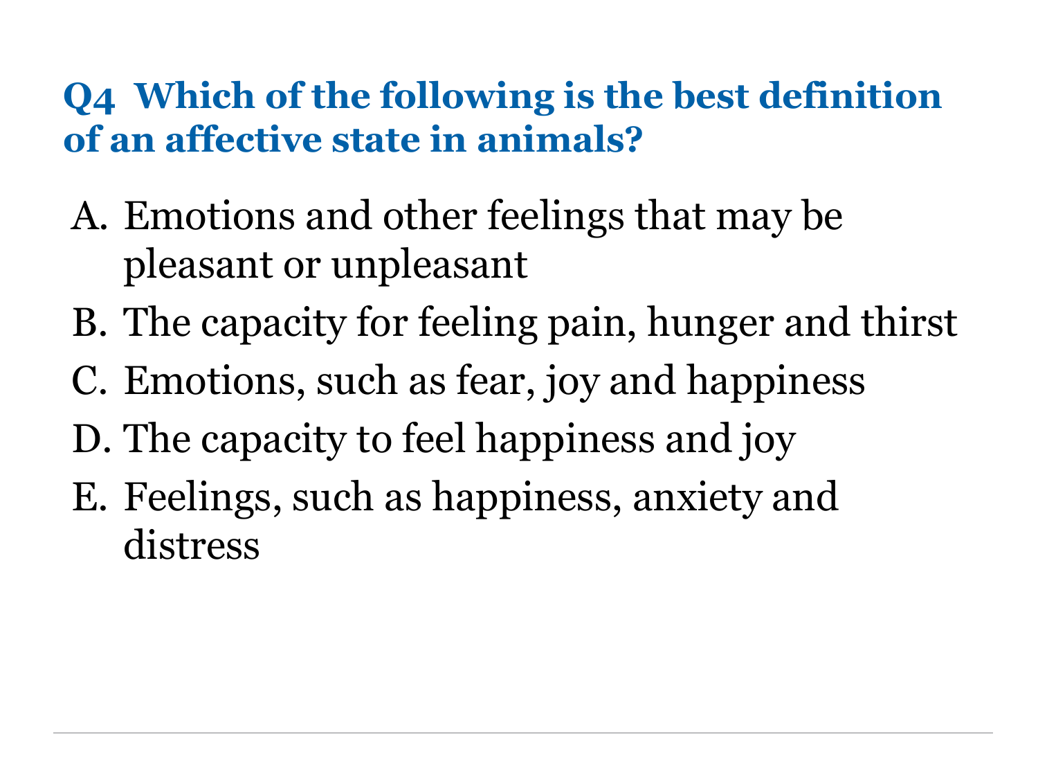## Q4 Which of the following is the best definition of an affective state in animals?

A. Emotions and other feelings that may be pleasant or unpleasant
B. The capacity for feeling pain, hunger and thirst
C. Emotions, such as fear, joy and happiness
D. The capacity to feel happiness and joy
E. Feelings, such as happiness, anxiety and distress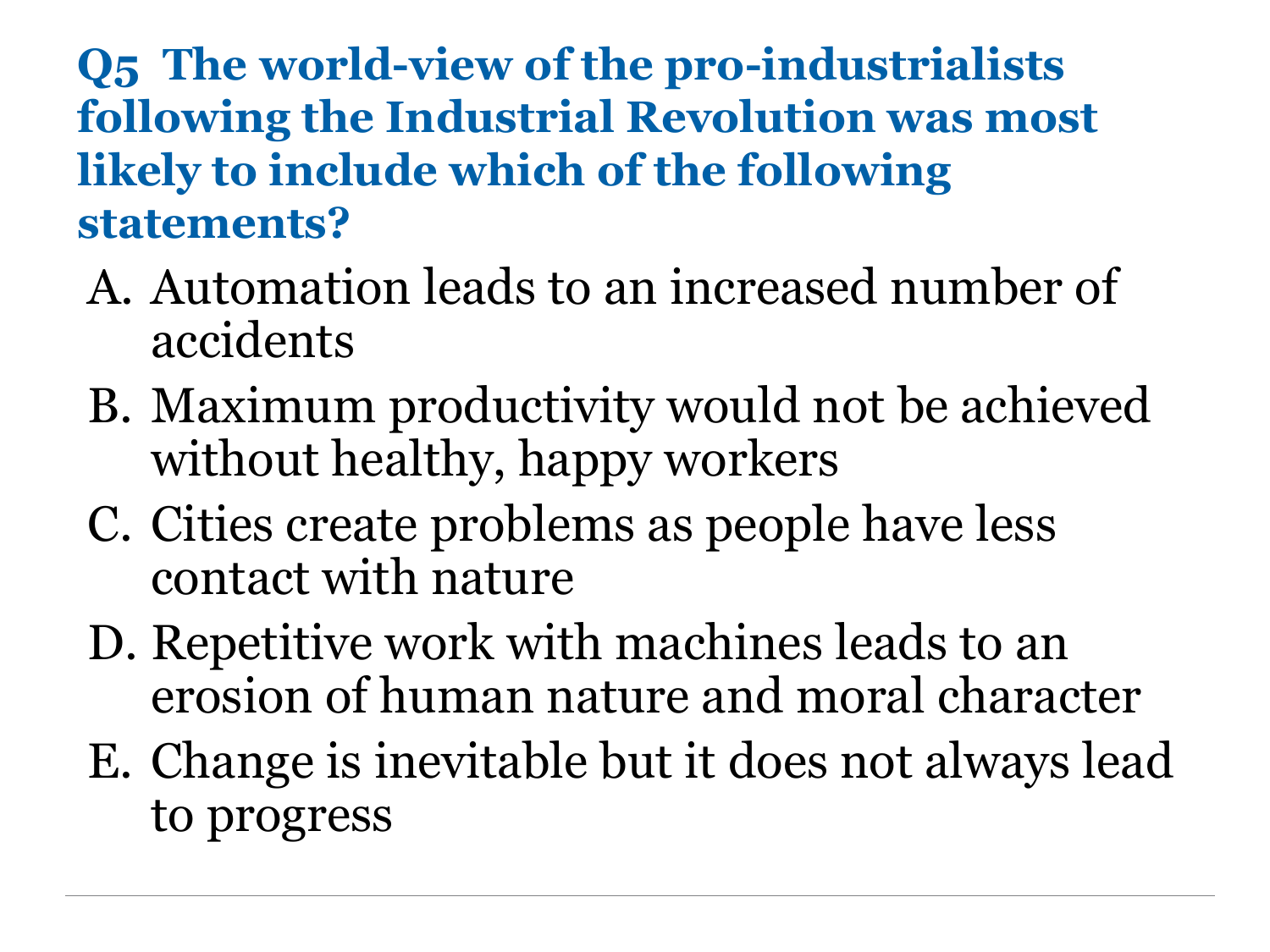**Q5 The world-view of the pro-industrialists following the Industrial Revolution was most likely to include which of the following statements?**

A. Automation leads to an increased number of accidents
B. Maximum productivity would not be achieved without healthy, happy workers
C. Cities create problems as people have less contact with nature
D. Repetitive work with machines leads to an erosion of human nature and moral character
E. Change is inevitable but it does not always lead to progress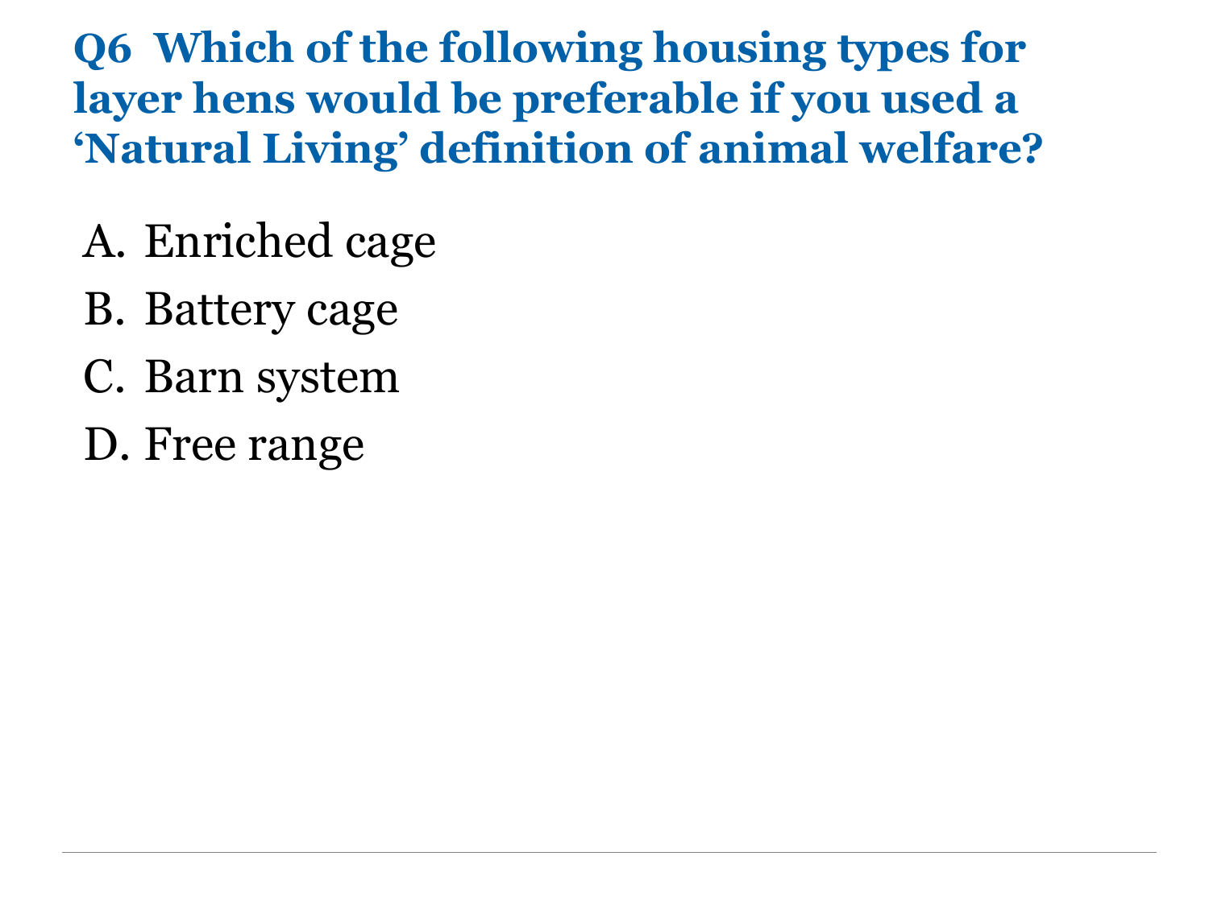## Q6 Which of the following housing types for layer hens would be preferable if you used a 'Natural Living' definition of animal welfare?

A. Enriched cage
B. Battery cage
C. Barn system
D. Free range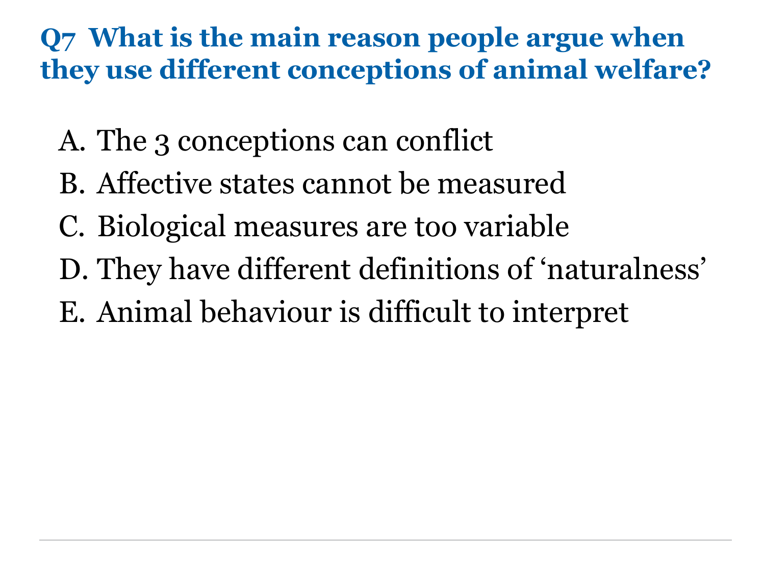## Q7 What is the main reason people argue when they use different conceptions of animal welfare?

A. The 3 conceptions can conflict
B. Affective states cannot be measured
C. Biological measures are too variable
D. They have different definitions of ‘naturalness’
E. Animal behaviour is difficult to interpret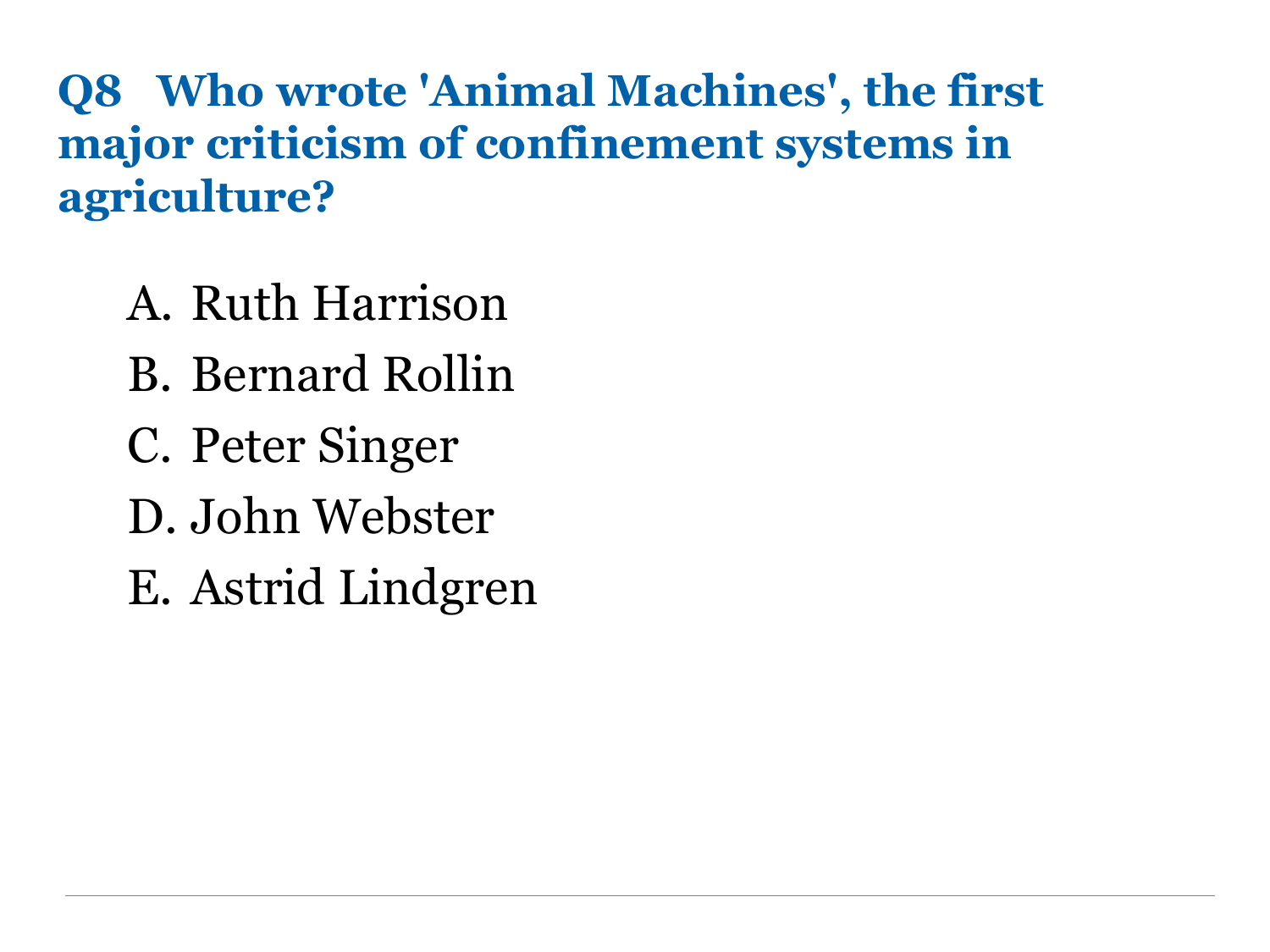## Q8 Who wrote 'Animal Machines', the first major criticism of confinement systems in agriculture?

A. Ruth Harrison
B. Bernard Rollin
C. Peter Singer
D. John Webster
E. Astrid Lindgren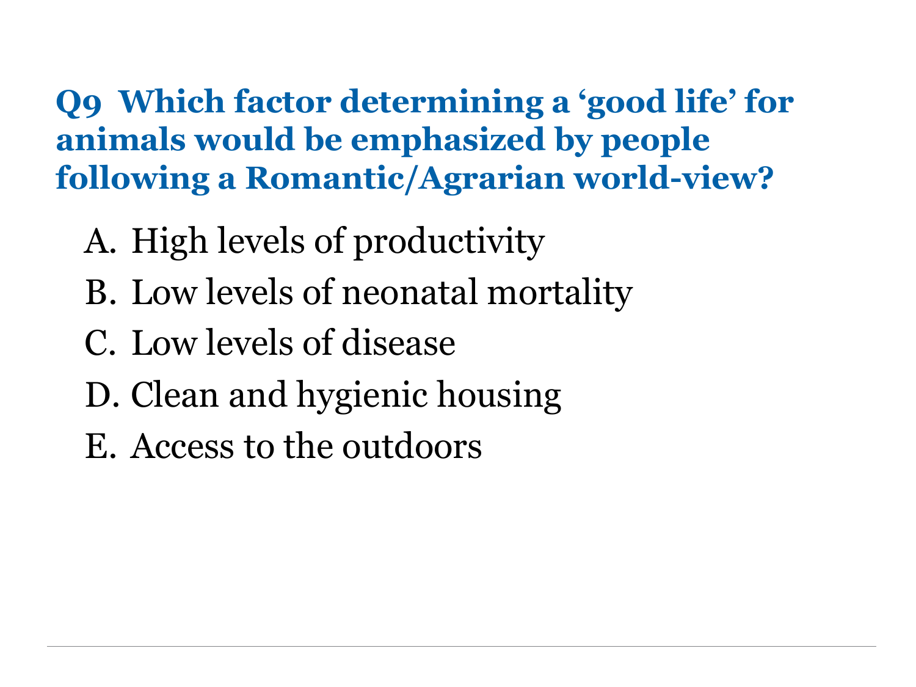## Q9 Which factor determining a ‘good life’ for animals would be emphasized by people following a Romantic/Agrarian world-view?

A. High levels of productivity
B. Low levels of neonatal mortality
C. Low levels of disease
D. Clean and hygienic housing
E. Access to the outdoors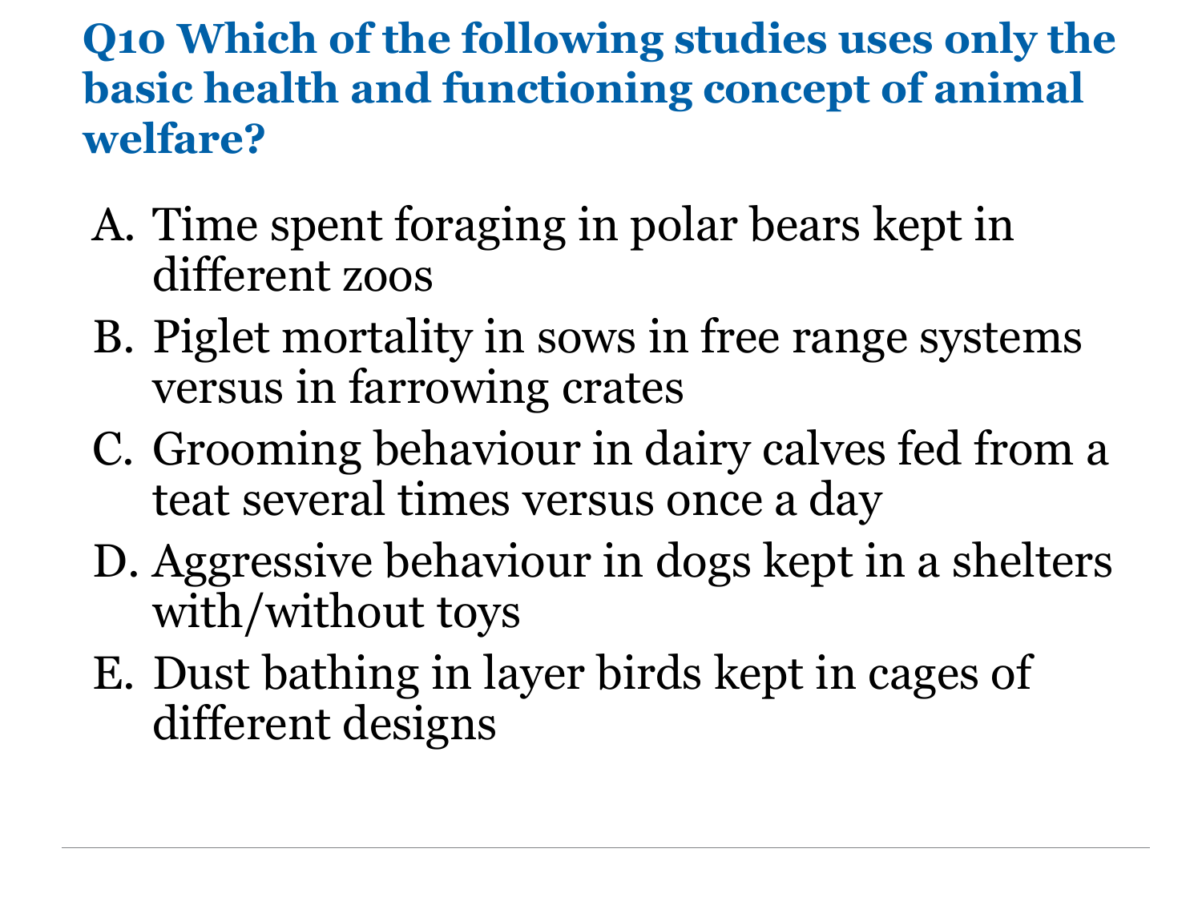## Q10 Which of the following studies uses only the basic health and functioning concept of animal welfare?

A. Time spent foraging in polar bears kept in different zoos
B. Piglet mortality in sows in free range systems versus in farrowing crates
C. Grooming behaviour in dairy calves fed from a teat several times versus once a day
D. Aggressive behaviour in dogs kept in a shelters with/without toys
E. Dust bathing in layer birds kept in cages of different designs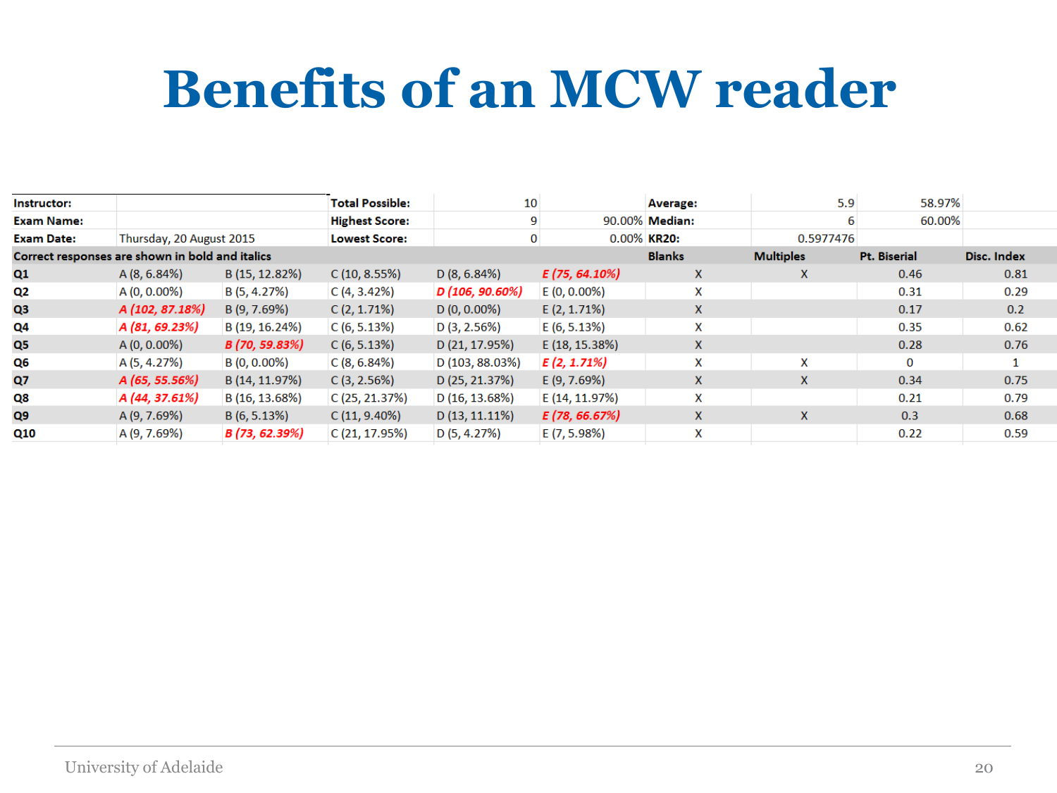# Benefits of an MCW reader

| Instructor: | | | Total Possible: | 10 | | Average: | 5.9 | 58.97% | |
|---|---|---|---|---|---|---|---|---|---|
| Exam Name: | | | Highest Score: | 9 | 90.00% | Median: | 6 | 60.00% | |
| Exam Date: | Thursday, 20 August 2015 | | Lowest Score: | 0 | 0.00% | KR20: | 0.5977476 | | |
| Correct responses are shown in bold and italics | | | | | | Blanks | Multiples | Pt. Biserial | Disc. Index |
| Q1 | A (8, 6.84%) | B (15, 12.82%) | C (10, 8.55%) | D (8, 6.84%) | ***E (75, 64.10%)*** | X | X | 0.46 | 0.81 |
| Q2 | A (0, 0.00%) | B (5, 4.27%) | C (4, 3.42%) | ***D (106, 90.60%)*** | E (0, 0.00%) | X | | 0.31 | 0.29 |
| Q3 | ***A (102, 87.18%)*** | B (9, 7.69%) | C (2, 1.71%) | D (0, 0.00%) | E (2, 1.71%) | X | | 0.17 | 0.2 |
| Q4 | ***A (81, 69.23%)*** | B (19, 16.24%) | C (6, 5.13%) | D (3, 2.56%) | E (6, 5.13%) | X | | 0.35 | 0.62 |
| Q5 | A (0, 0.00%) | ***B (70, 59.83%)*** | C (6, 5.13%) | D (21, 17.95%) | E (18, 15.38%) | X | | 0.28 | 0.76 |
| Q6 | A (5, 4.27%) | B (0, 0.00%) | C (8, 6.84%) | D (103, 88.03%) | ***E (2, 1.71%)*** | X | X | 0 | 1 |
| Q7 | ***A (65, 55.56%)*** | B (14, 11.97%) | C (3, 2.56%) | D (25, 21.37%) | E (9, 7.69%) | X | X | 0.34 | 0.75 |
| Q8 | ***A (44, 37.61%)*** | B (16, 13.68%) | C (25, 21.37%) | D (16, 13.68%) | E (14, 11.97%) | X | | 0.21 | 0.79 |
| Q9 | A (9, 7.69%) | B (6, 5.13%) | C (11, 9.40%) | D (13, 11.11%) | ***E (78, 66.67%)*** | X | X | 0.3 | 0.68 |
| Q10 | A (9, 7.69%) | ***B (73, 62.39%)*** | C (21, 17.95%) | D (5, 4.27%) | E (7, 5.98%) | X | | 0.22 | 0.59 |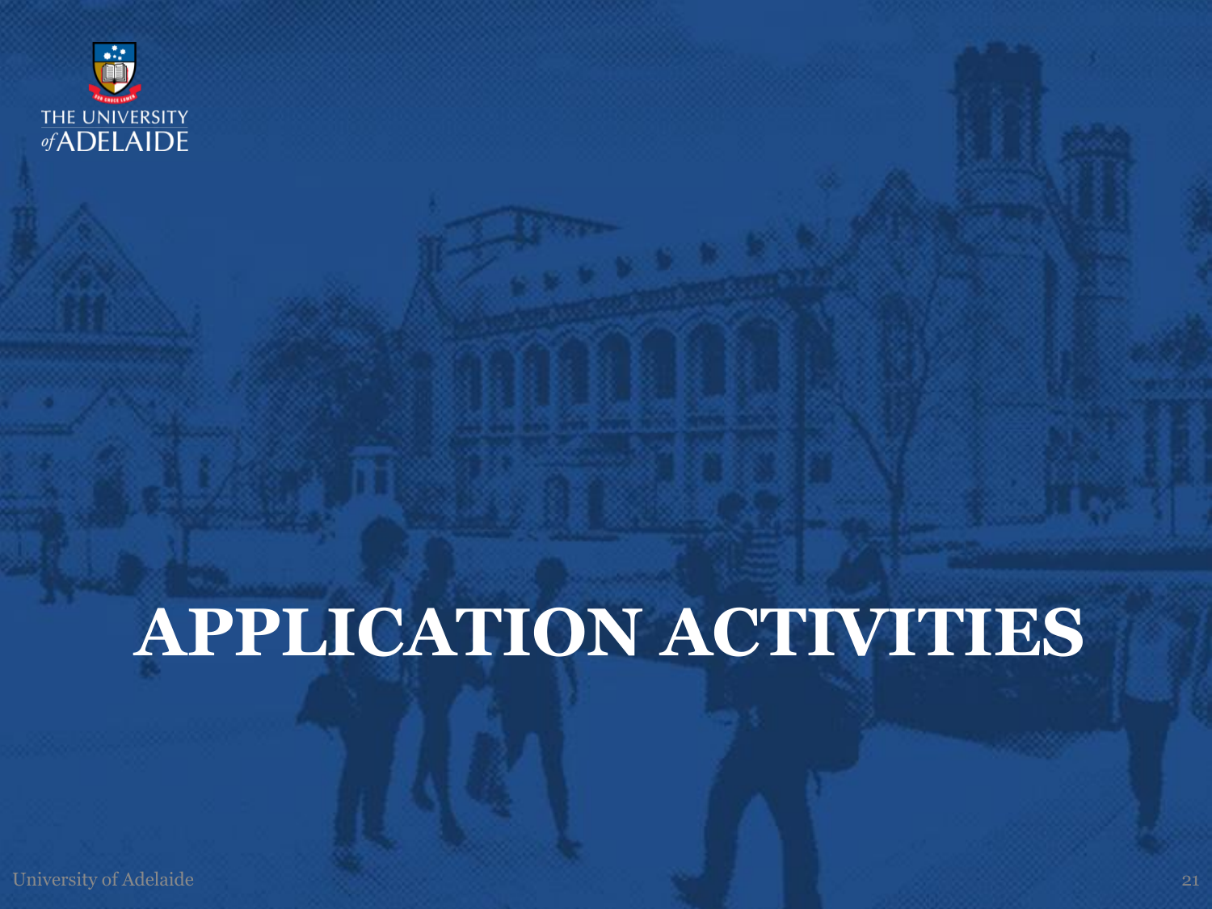# APPLICATION ACTIVITIES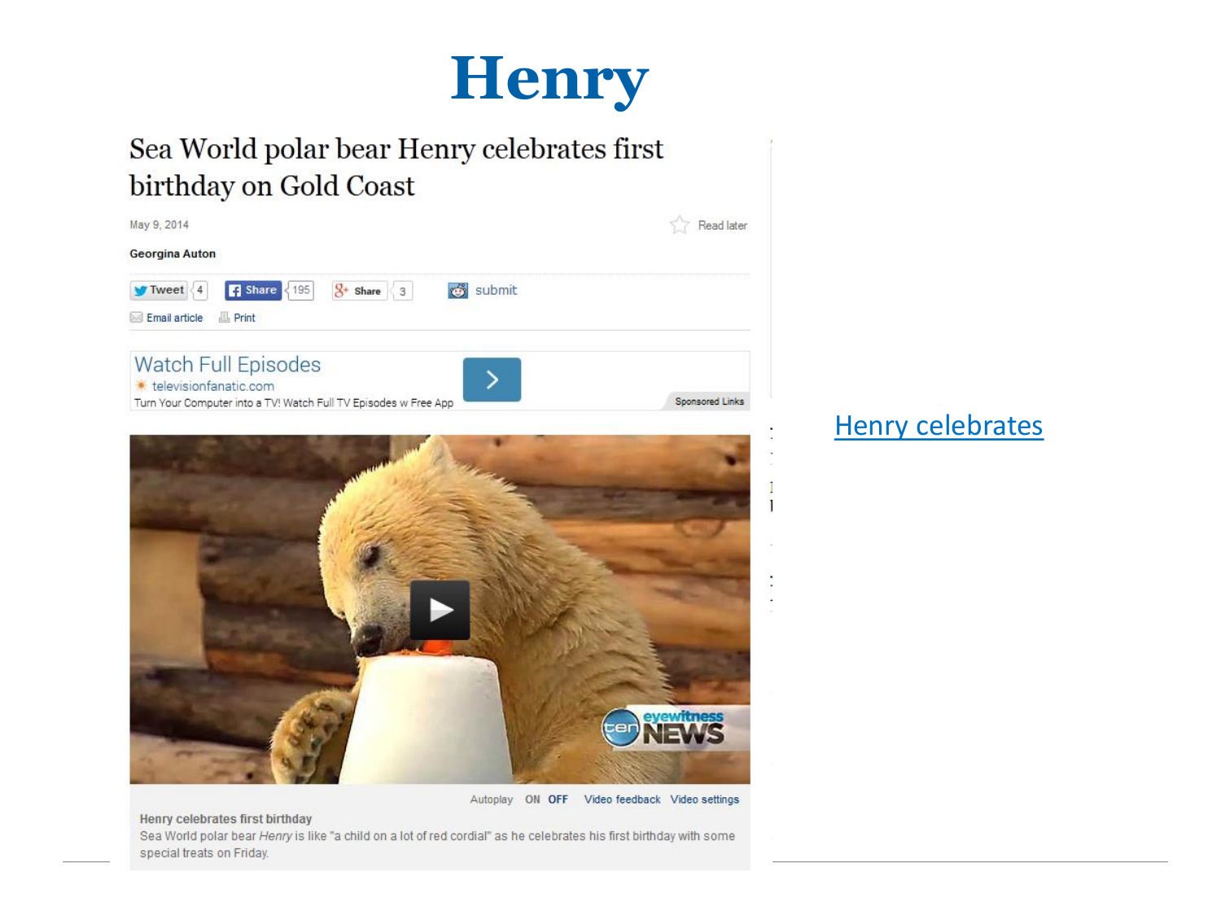# Henry

## Sea World polar bear Henry celebrates first birthday on Gold Coast

May 9, 2014

Read later

**Georgina Auton**

Tweet 4 | Share 195 | Share 3 | submit

Email article | Print

Watch Full Episodes
televisionfanatic.com
Turn Your Computer into a TV! Watch Full TV Episodes w Free App

Sponsored Links

Autoplay ON OFF Video feedback Video settings

**Henry celebrates first birthday**

Sea World polar bear *Henry* is like "a child on a lot of red cordial" as he celebrates his first birthday with some special treats on Friday.

Henry celebrates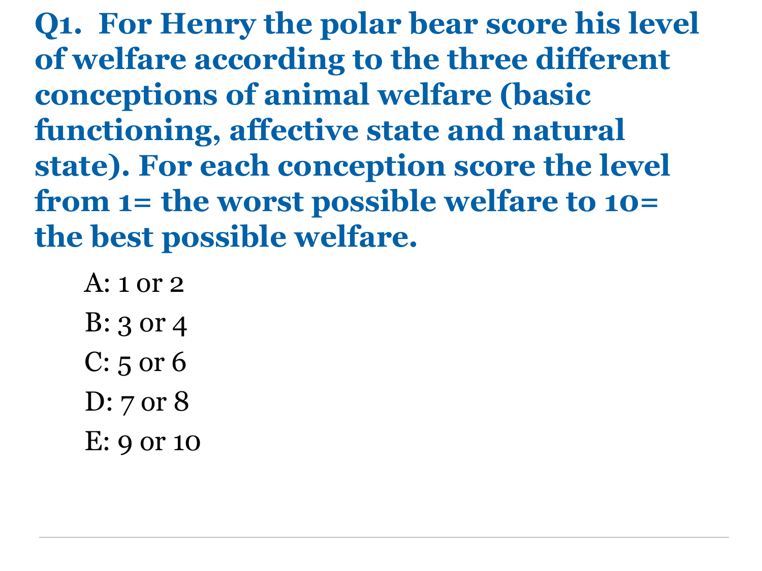**Q1. For Henry the polar bear score his level of welfare according to the three different conceptions of animal welfare (basic functioning, affective state and natural state). For each conception score the level from 1= the worst possible welfare to 10= the best possible welfare.**

A: 1 or 2

B: 3 or 4

C: 5 or 6

D: 7 or 8

E: 9 or 10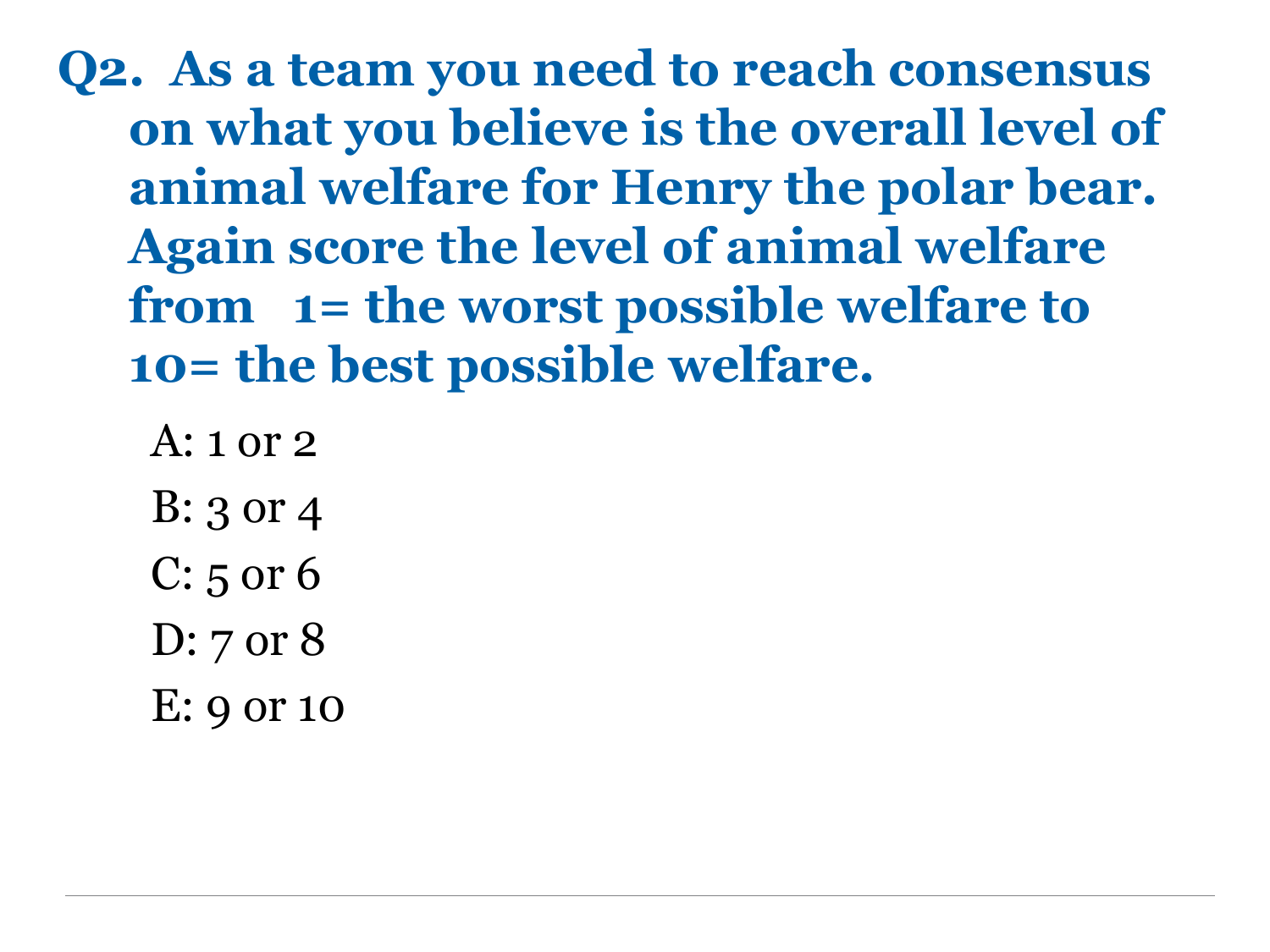**Q2. As a team you need to reach consensus on what you believe is the overall level of animal welfare for Henry the polar bear. Again score the level of animal welfare from 1= the worst possible welfare to 10= the best possible welfare.**

A: 1 or 2

B: 3 or 4

C: 5 or 6

D: 7 or 8

E: 9 or 10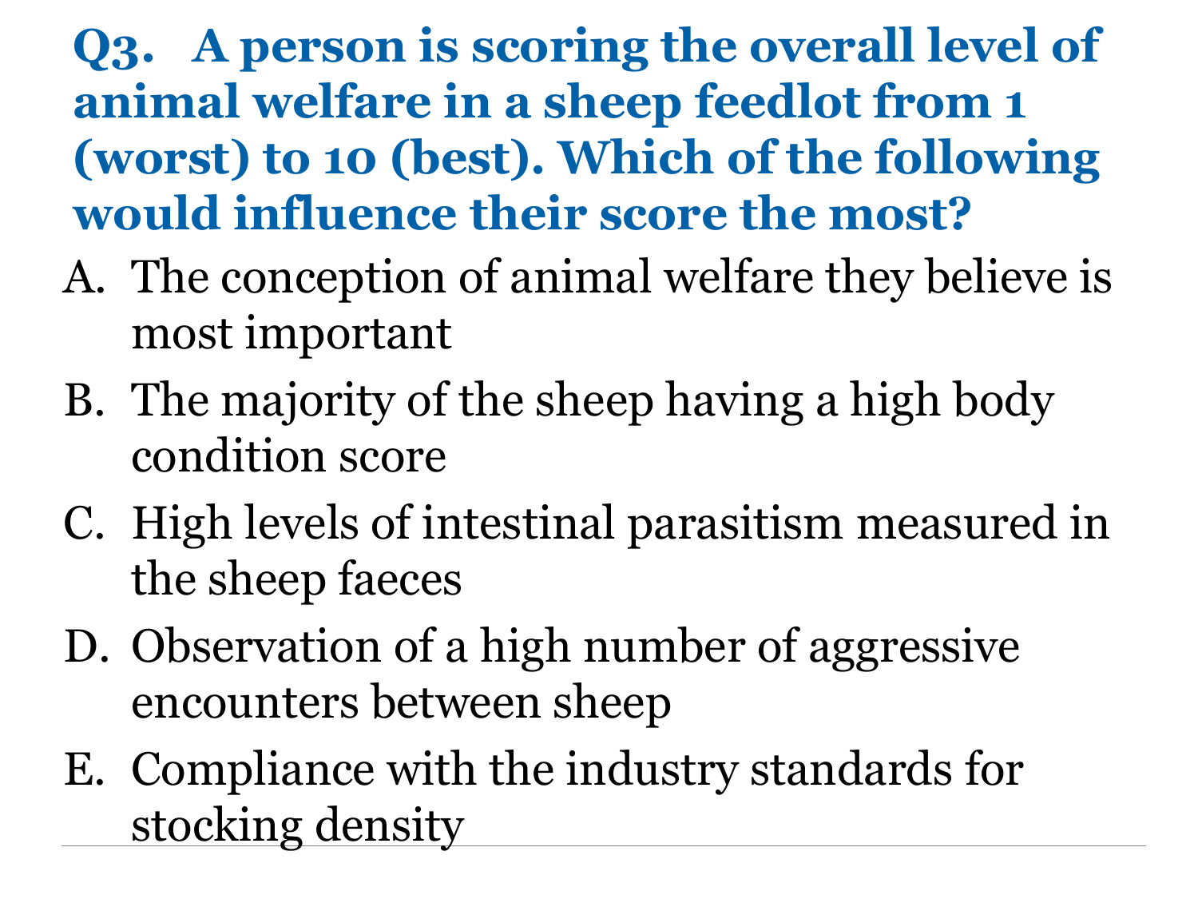**Q3. A person is scoring the overall level of animal welfare in a sheep feedlot from 1 (worst) to 10 (best). Which of the following would influence their score the most?**

A. The conception of animal welfare they believe is most important
B. The majority of the sheep having a high body condition score
C. High levels of intestinal parasitism measured in the sheep faeces
D. Observation of a high number of aggressive encounters between sheep
E. Compliance with the industry standards for stocking density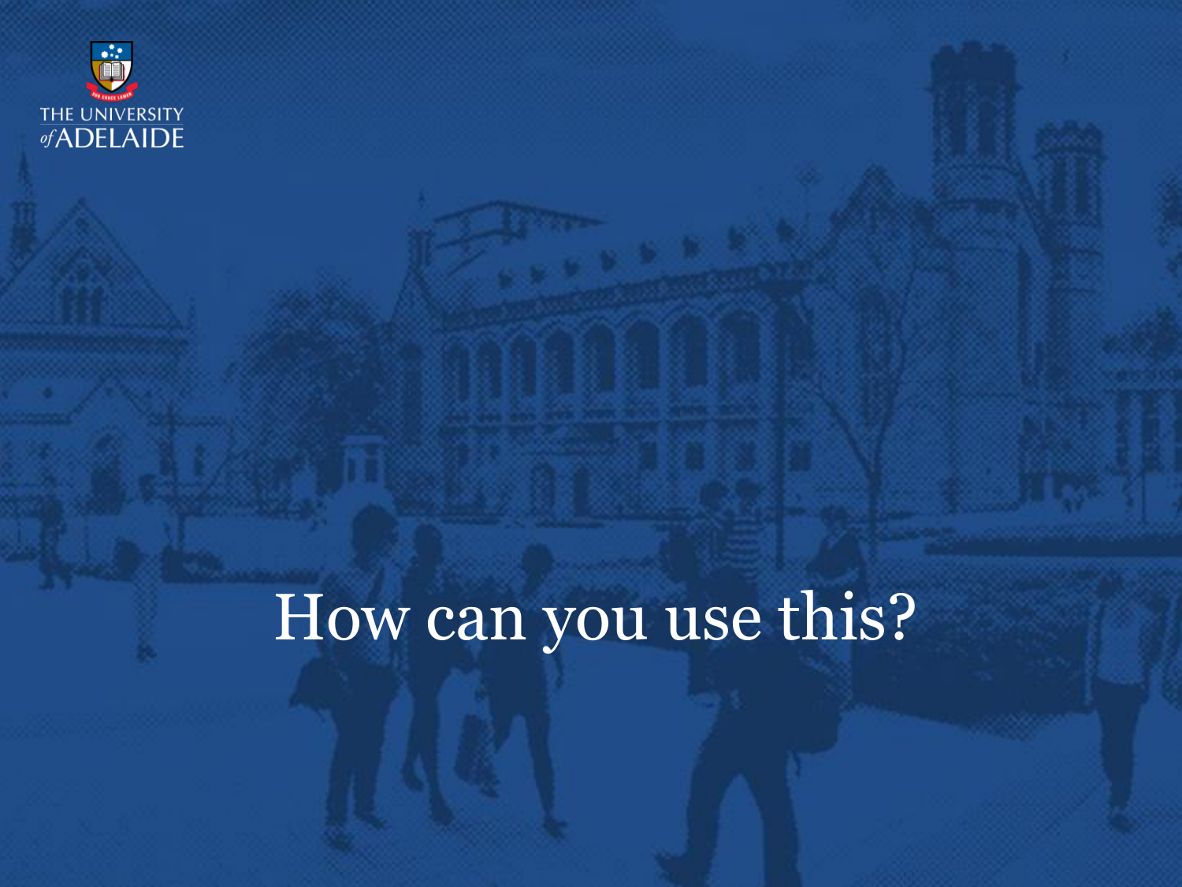# How can you use this?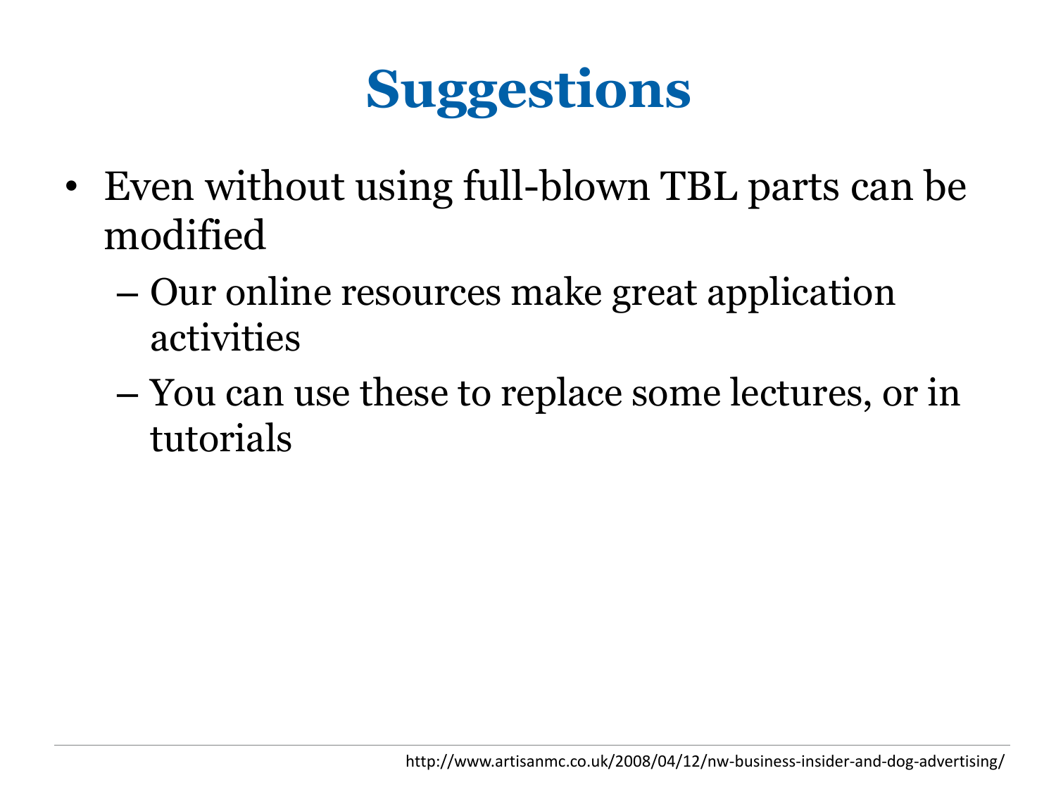# Suggestions

- Even without using full-blown TBL parts can be modified
  - Our online resources make great application activities
  - You can use these to replace some lectures, or in tutorials

http://www.artisanmc.co.uk/2008/04/12/nw-business-insider-and-dog-advertising/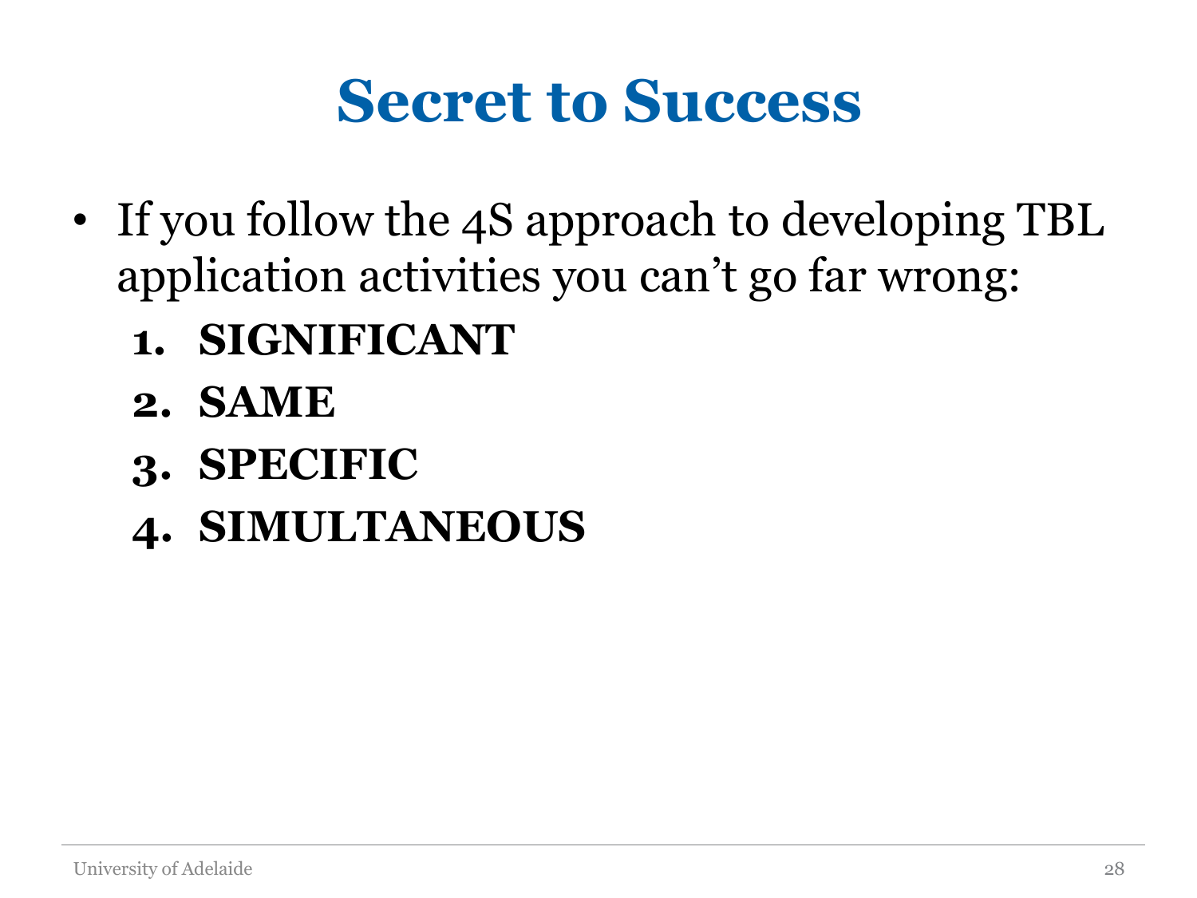# Secret to Success

- If you follow the 4S approach to developing TBL application activities you can't go far wrong:
  1. **SIGNIFICANT**
  2. **SAME**
  3. **SPECIFIC**
  4. **SIMULTANEOUS**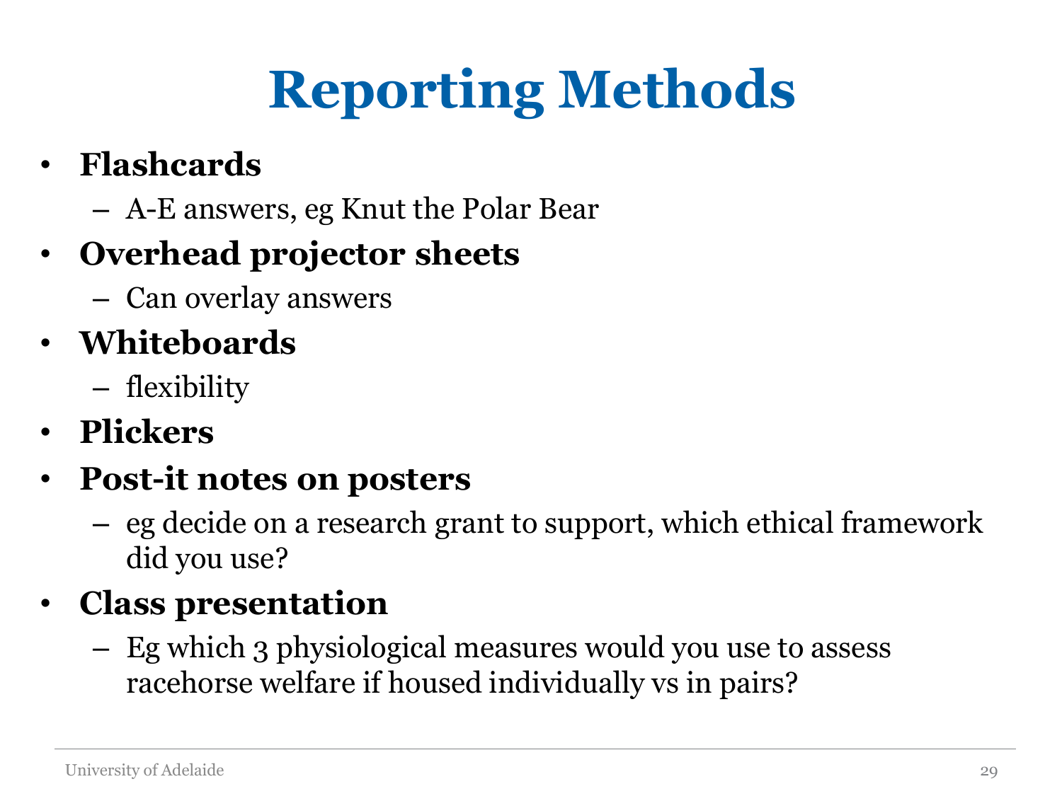# Reporting Methods

- **Flashcards**
  - A-E answers, eg Knut the Polar Bear
- **Overhead projector sheets**
  - Can overlay answers
- **Whiteboards**
  - flexibility
- **Plickers**
- **Post-it notes on posters**
  - eg decide on a research grant to support, which ethical framework did you use?
- **Class presentation**
  - Eg which 3 physiological measures would you use to assess racehorse welfare if housed individually vs in pairs?